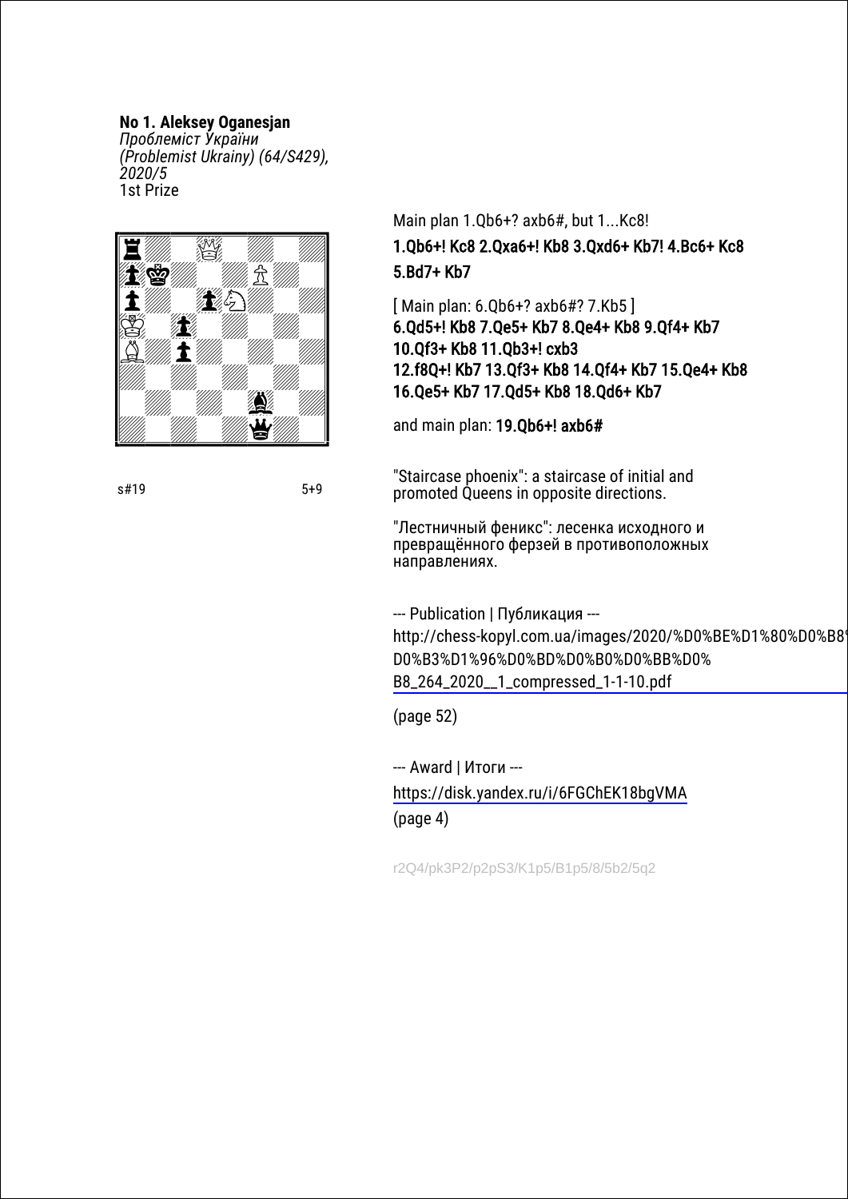**No 1. Aleksey Oganesjan**
*Проблеміст України (Problemist Ukrainy) (64/S429), 2020/5*
1st Prize

s#19 5+9

Main plan 1.Qb6+? axb6#, but 1...Kc8!

1.Qb6+! Kc8 2.Qxa6+! Kb8 3.Qxd6+ Kb7! 4.Bc6+ Kc8 5.Bd7+ Kb7

[ Main plan: 6.Qb6+? axb6#? 7.Kb5 ]
6.Qd5+! Kb8 7.Qe5+ Kb7 8.Qe4+ Kb8 9.Qf4+ Kb7 10.Qf3+ Kb8 11.Qb3+! cxb3 12.f8Q+! Kb7 13.Qf3+ Kb8 14.Qf4+ Kb7 15.Qe4+ Kb8 16.Qe5+ Kb7 17.Qd5+ Kb8 18.Qd6+ Kb7

and main plan: 19.Qb6+! axb6#

"Staircase phoenix": a staircase of initial and promoted Queens in opposite directions.

"Лестничный феникс": лесенка исходного и превращённого ферзей в противоположных направлениях.

--- Publication | Публикация ---
http://chess-kopyl.com.ua/images/2020/%D0%BE%D1%80%D0%B8%D0%B3%D1%96%D0%BD%D0%B0%D0%BB%D0%B8_264_2020__1_compressed_1-1-10.pdf

(page 52)

--- Award | Итоги ---
https://disk.yandex.ru/i/6FGChEK18bgVMA
(page 4)

r2Q4/pk3P2/p2pS3/K1p5/B1p5/8/5b2/5q2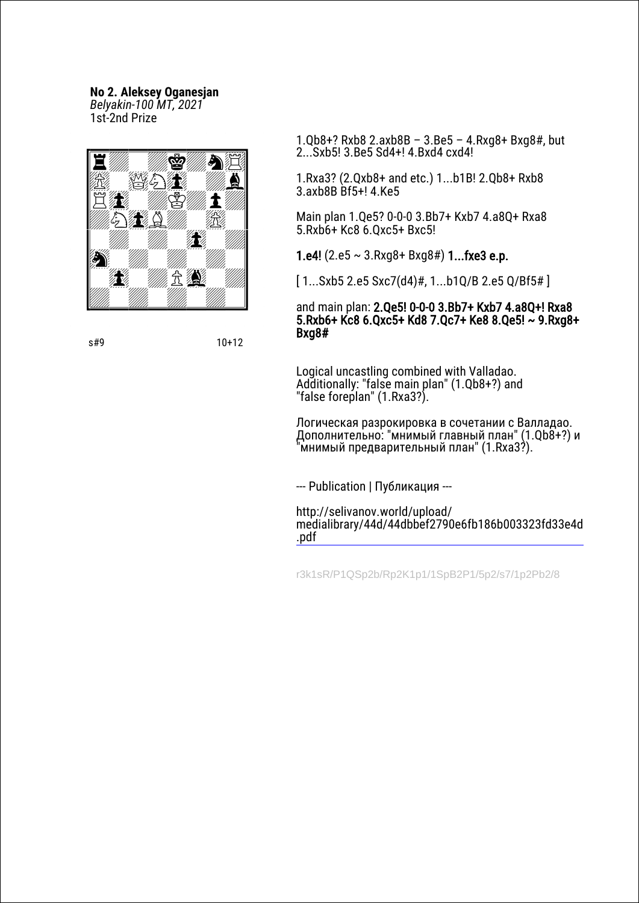**No 2. Aleksey Oganesjan**
*Belyakin-100 MT, 2021*
1st-2nd Prize

s#9 10+12

1.Qb8+? Rxb8 2.axb8B – 3.Be5 – 4.Rxg8+ Bxg8#, but 2...Sxb5! 3.Be5 Sd4+! 4.Bxd4 cxd4!

1.Rxa3? (2.Qxb8+ and etc.) 1...b1B! 2.Qb8+ Rxb8 3.axb8B Bf5+! 4.Ke5

Main plan 1.Qe5? 0-0-0 3.Bb7+ Kxb7 4.a8Q+ Rxa8 5.Rxb6+ Kc8 6.Qxc5+ Bxc5!

**1.e4!** (2.e5 ~ 3.Rxg8+ Bxg8#) **1...fxe3 e.p.**

[ 1...Sxb5 2.e5 Sxc7(d4)#, 1...b1Q/B 2.e5 Q/Bf5# ]

and main plan: **2.Qe5! 0-0-0 3.Bb7+ Kxb7 4.a8Q+! Rxa8 5.Rxb6+ Kc8 6.Qxc5+ Kd8 7.Qc7+ Ke8 8.Qe5! ~ 9.Rxg8+ Bxg8#**

Logical uncastling combined with Valladao. Additionally: "false main plan" (1.Qb8+?) and "false foreplan" (1.Rxa3?).

Логическая разрокировка в сочетании с Валладао. Дополнительно: "мнимый главный план" (1.Qb8+?) и "мнимый предварительный план" (1.Rxa3?).

--- Publication | Публикация ---

http://selivanov.world/upload/medialibrary/44d/44dbbef2790e6fb186b003323fd33e4d.pdf

r3k1sR/P1QSp2b/Rp2K1p1/1SpB2P1/5p2/s7/1p2Pb2/8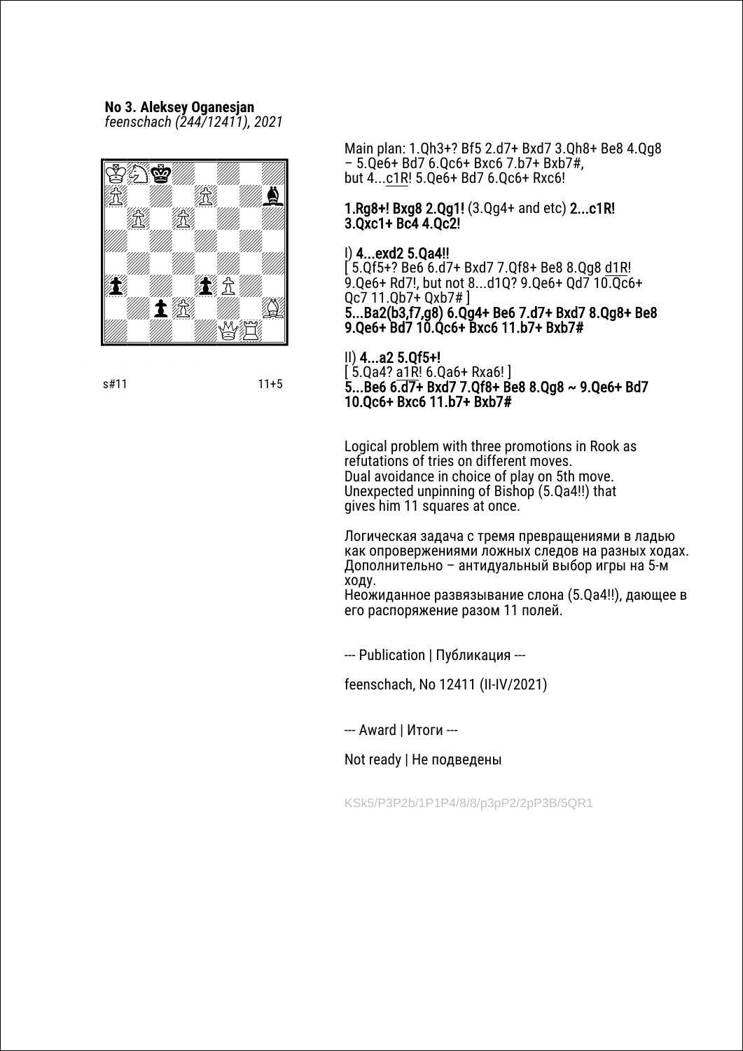**No 3. Aleksey Oganesjan**
*feenschach (244/12411), 2021*

s#11 11+5

Main plan: 1.Qh3+? Bf5 2.d7+ Bxd7 3.Qh8+ Be8 4.Qg8 – 5.Qe6+ Bd7 6.Qc6+ Bxc6 7.b7+ Bxb7#, but 4...c1R! 5.Qe6+ Bd7 6.Qc6+ Rxc6!

**1.Rg8+! Bxg8 2.Qg1!** (3.Qg4+ and etc) **2...c1R! 3.Qxc1+ Bc4 4.Qc2!**

I) **4...exd2 5.Qa4!!**
[ 5.Qf5+? Be6 6.d7+ Bxd7 7.Qf8+ Be8 8.Qg8 d1R! 9.Qe6+ Rd7!, but not 8...d1Q? 9.Qe6+ Qd7 10.Qc6+ Qc7 11.Qb7+ Qxb7# ]
**5...Ba2(b3,f7,g8) 6.Qg4+ Be6 7.d7+ Bxd7 8.Qg8+ Be8 9.Qe6+ Bd7 10.Qc6+ Bxc6 11.b7+ Bxb7#**

II) **4...a2 5.Qf5+!**
[ 5.Qa4? a1R! 6.Qa6+ Rxa6! ]
**5...Be6 6.d7+ Bxd7 7.Qf8+ Be8 8.Qg8 ~ 9.Qe6+ Bd7 10.Qc6+ Bxc6 11.b7+ Bxb7#**

Logical problem with three promotions in Rook as refutations of tries on different moves.
Dual avoidance in choice of play on 5th move.
Unexpected unpinning of Bishop (5.Qa4!!) that gives him 11 squares at once.

Логическая задача с тремя превращениями в ладью как опровержениями ложных следов на разных ходах.
Дополнительно – антидуальный выбор игры на 5-м ходу.
Неожиданное развязывание слона (5.Qa4!!), дающее в его распоряжение разом 11 полей.

--- Publication | Публикация ---

feenschach, No 12411 (II-IV/2021)

--- Award | Итоги ---

Not ready | Не подведены

KSk5/P3P2b/1P1P4/8/8/p3pP2/2pP3B/5QR1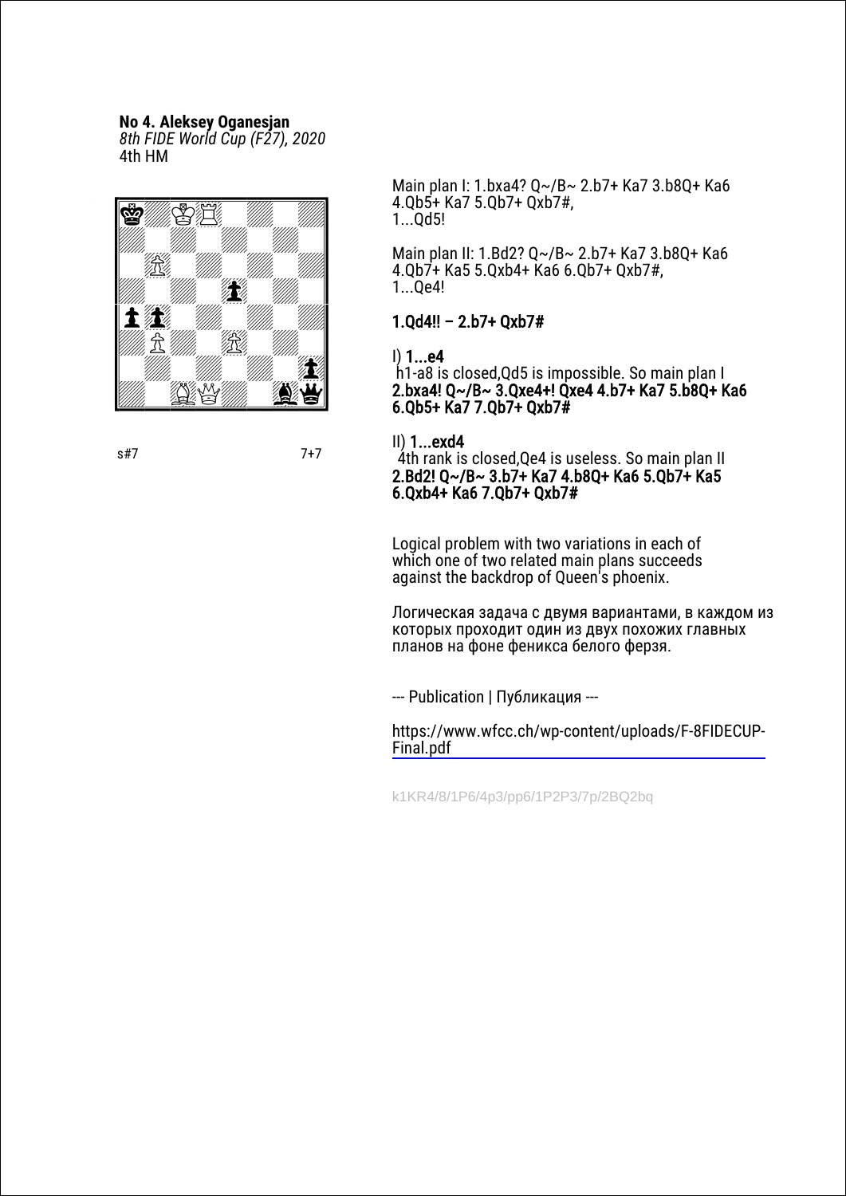**No 4. Aleksey Oganesjan**
*8th FIDE World Cup (F27), 2020*
4th HM

s#7 7+7

Main plan I: 1.bxa4? Q~/B~ 2.b7+ Ka7 3.b8Q+ Ka6 4.Qb5+ Ka7 5.Qb7+ Qxb7#,
1...Qd5!

Main plan II: 1.Bd2? Q~/B~ 2.b7+ Ka7 3.b8Q+ Ka6 4.Qb7+ Ka5 5.Qxb4+ Ka6 6.Qb7+ Qxb7#,
1...Qe4!

**1.Qd4!! – 2.b7+ Qxb7#**

I) **1...e4**
h1-a8 is closed,Qd5 is impossible. So main plan I
**2.bxa4! Q~/B~ 3.Qxe4+! Qxe4 4.b7+ Ka7 5.b8Q+ Ka6 6.Qb5+ Ka7 7.Qb7+ Qxb7#**

II) **1...exd4**
4th rank is closed,Qe4 is useless. So main plan II
**2.Bd2! Q~/B~ 3.b7+ Ka7 4.b8Q+ Ka6 5.Qb7+ Ka5 6.Qxb4+ Ka6 7.Qb7+ Qxb7#**

Logical problem with two variations in each of which one of two related main plans succeeds against the backdrop of Queen's phoenix.

Логическая задача с двумя вариантами, в каждом из которых проходит один из двух похожих главных планов на фоне феникса белого ферзя.

--- Publication | Публикация ---

https://www.wfcc.ch/wp-content/uploads/F-8FIDECUP-Final.pdf

k1KR4/8/1P6/4p3/pp6/1P2P3/7p/2BQ2bq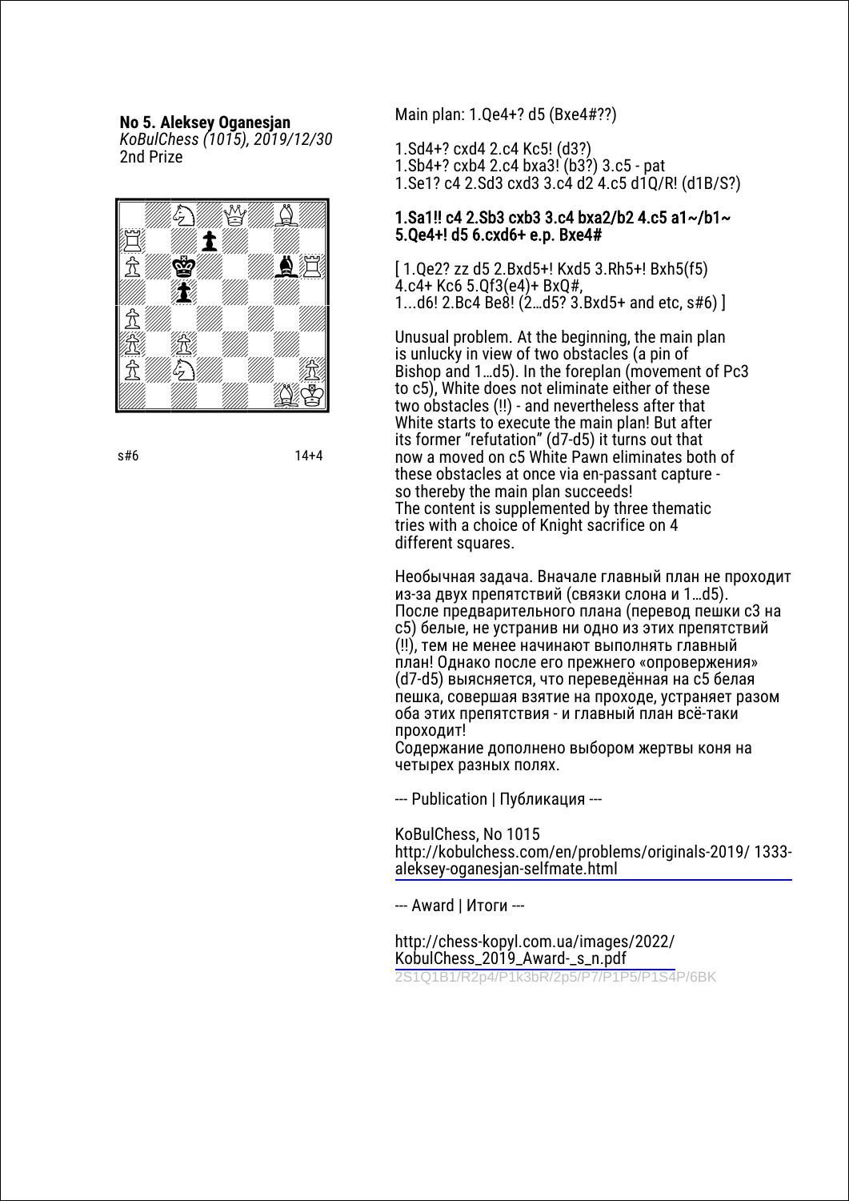**No 5. Aleksey Oganesjan**
*KoBulChess (1015), 2019/12/30*
2nd Prize

s#6 14+4

Main plan: 1.Qe4+? d5 (Bxe4#??)

1.Sd4+? cxd4 2.c4 Kc5! (d3?)
1.Sb4+? cxb4 2.c4 bxa3! (b3?) 3.c5 - pat
1.Se1? c4 2.Sd3 cxd3 3.c4 d2 4.c5 d1Q/R! (d1B/S?)

**1.Sa1!! c4 2.Sb3 cxb3 3.c4 bxa2/b2 4.c5 a1~/b1~ 5.Qe4+! d5 6.cxd6+ e.p. Bxe4#**

[ 1.Qe2? zz d5 2.Bxd5+! Kxd5 3.Rh5+! Bxh5(f5) 4.c4+ Kc6 5.Qf3(e4)+ BxQ#,
1...d6! 2.Bc4 Be8! (2…d5? 3.Bxd5+ and etc, s#6) ]

Unusual problem. At the beginning, the main plan is unlucky in view of two obstacles (a pin of Bishop and 1…d5). In the foreplan (movement of Pc3 to c5), White does not eliminate either of these two obstacles (!!) - and nevertheless after that White starts to execute the main plan! But after its former "refutation" (d7-d5) it turns out that now a moved on c5 White Pawn eliminates both of these obstacles at once via en-passant capture - so thereby the main plan succeeds!
The content is supplemented by three thematic tries with a choice of Knight sacrifice on 4 different squares.

Необычная задача. Вначале главный план не проходит из-за двух препятствий (связки слона и 1…d5). После предварительного плана (перевод пешки c3 на c5) белые, не устранив ни одно из этих препятствий (!!), тем не менее начинают выполнять главный план! Однако после его прежнего «опровержения» (d7-d5) выясняется, что переведённая на c5 белая пешка, совершая взятие на проходе, устраняет разом оба этих препятствия - и главный план всё-таки проходит!
Содержание дополнено выбором жертвы коня на четырех разных полях.

--- Publication | Публикация ---

KoBulChess, No 1015
http://kobulchess.com/en/problems/originals-2019/ 1333-aleksey-oganesjan-selfmate.html

--- Award | Итоги ---

http://chess-kopyl.com.ua/images/2022/KobulChess_2019_Award-_s_n.pdf

2S1Q1B1/R2p4/P1k3bR/2p5/P7/P1P5/P1S4P/6BK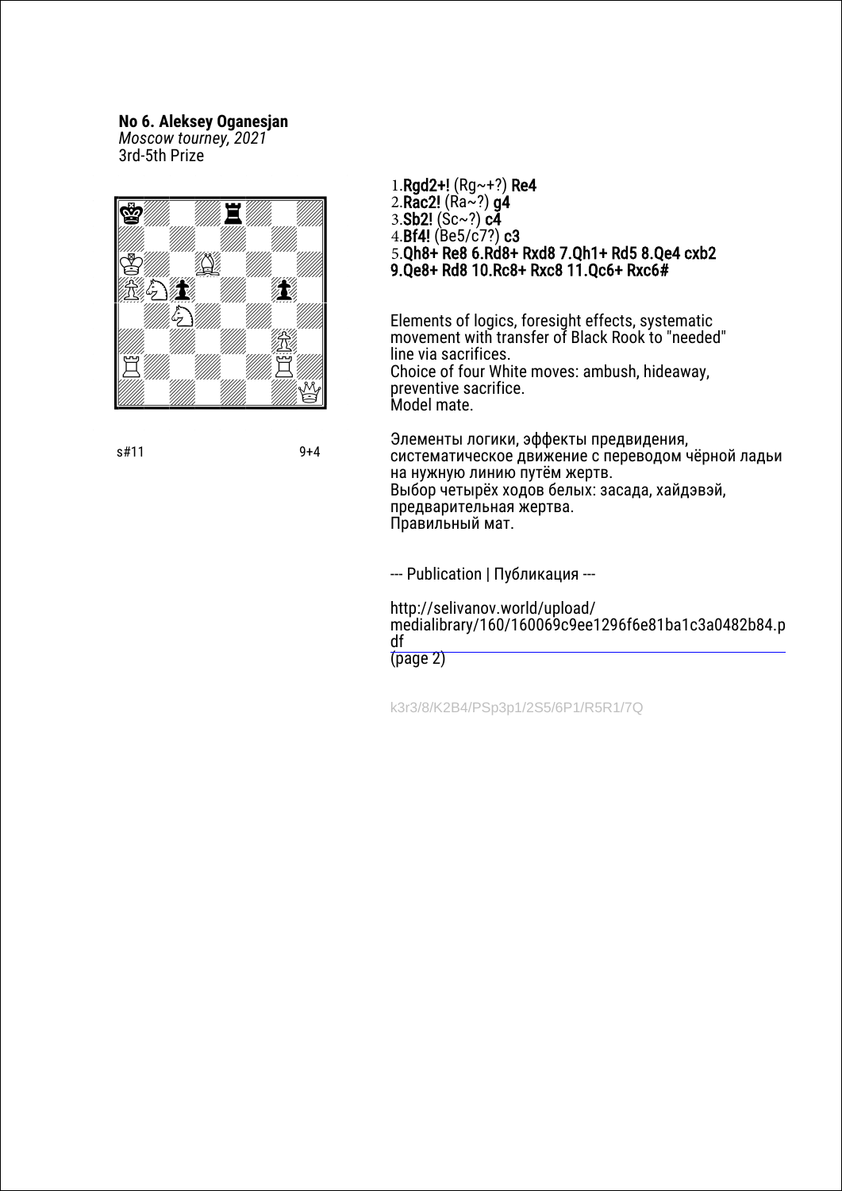**No 6. Aleksey Oganesjan**
*Moscow tourney, 2021*
3rd-5th Prize

s#11 9+4

1.Rgd2+! (Rg~+?) Re4
2.Rac2! (Ra~?) g4
3.Sb2! (Sc~?) c4
4.Bf4! (Be5/c7?) c3
5.Qh8+ Re8 6.Rd8+ Rxd8 7.Qh1+ Rd5 8.Qe4 cxb2
9.Qe8+ Rd8 10.Rc8+ Rxc8 11.Qc6+ Rxc6#

Elements of logics, foresight effects, systematic movement with transfer of Black Rook to "needed" line via sacrifices.
Choice of four White moves: ambush, hideaway, preventive sacrifice.
Model mate.

Элементы логики, эффекты предвидения, систематическое движение с переводом чёрной ладьи на нужную линию путём жертв.
Выбор четырёх ходов белых: засада, хайдэвэй, предварительная жертва.
Правильный мат.

--- Publication | Публикация ---

http://selivanov.world/upload/medialibrary/160/160069c9ee1296f6e81ba1c3a0482b84.pdf
(page 2)

k3r3/8/K2B4/PSp3p1/2S5/6P1/R5R1/7Q